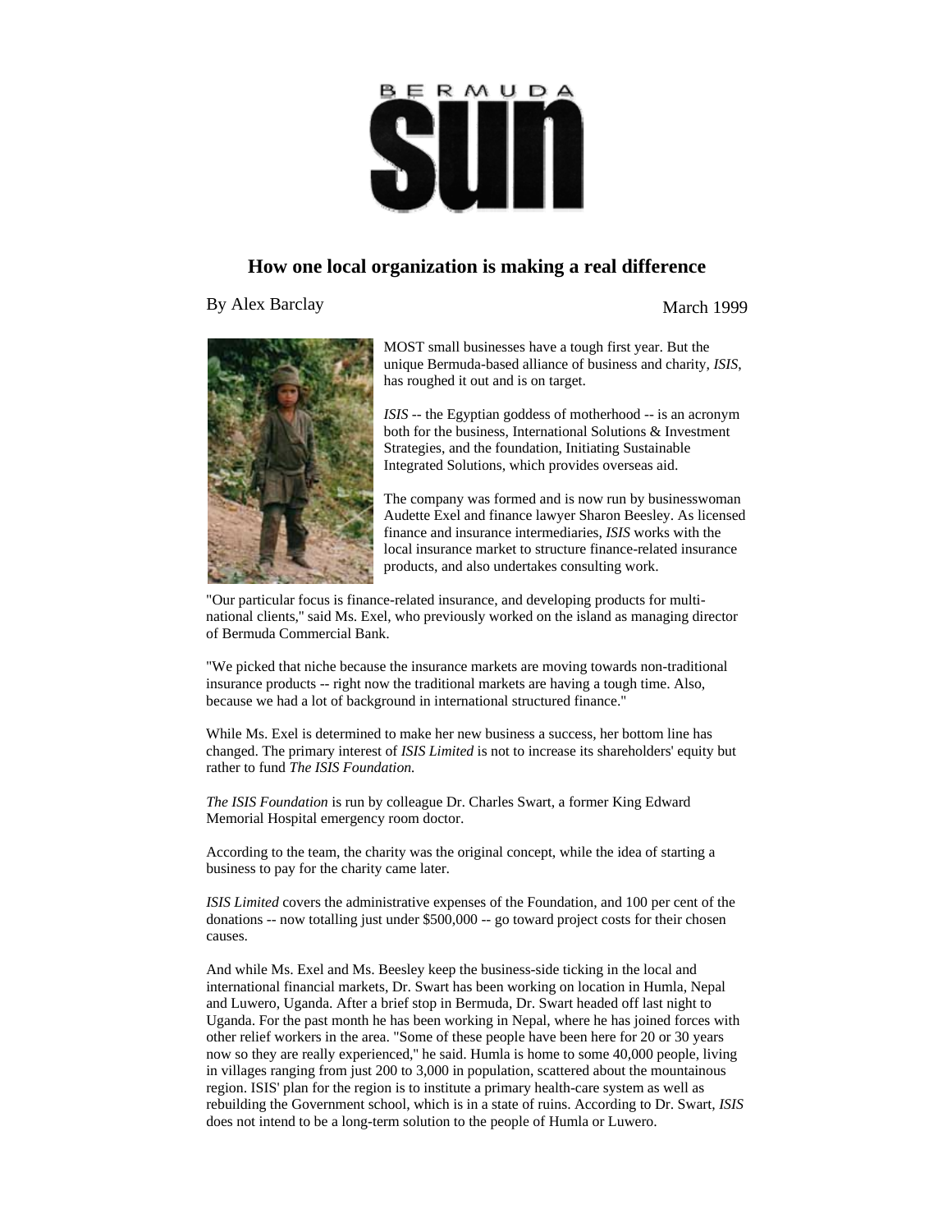# BERMUDA SUN

## How one local organization is making a real difference

By Alex Barclay

March 1999

MOST small businesses have a tough first year. But the unique Bermuda-based alliance of business and charity, *ISIS*, has roughed it out and is on target.

*ISIS* -- the Egyptian goddess of motherhood -- is an acronym both for the business, International Solutions & Investment Strategies, and the foundation, Initiating Sustainable Integrated Solutions, which provides overseas aid.

The company was formed and is now run by businesswoman Audette Exel and finance lawyer Sharon Beesley. As licensed finance and insurance intermediaries, *ISIS* works with the local insurance market to structure finance-related insurance products, and also undertakes consulting work.

"Our particular focus is finance-related insurance, and developing products for multi-national clients," said Ms. Exel, who previously worked on the island as managing director of Bermuda Commercial Bank.

"We picked that niche because the insurance markets are moving towards non-traditional insurance products -- right now the traditional markets are having a tough time. Also, because we had a lot of background in international structured finance."

While Ms. Exel is determined to make her new business a success, her bottom line has changed. The primary interest of *ISIS Limited* is not to increase its shareholders' equity but rather to fund *The ISIS Foundation.*

*The ISIS Foundation* is run by colleague Dr. Charles Swart, a former King Edward Memorial Hospital emergency room doctor.

According to the team, the charity was the original concept, while the idea of starting a business to pay for the charity came later.

*ISIS Limited* covers the administrative expenses of the Foundation, and 100 per cent of the donations -- now totalling just under $500,000 -- go toward project costs for their chosen causes.

And while Ms. Exel and Ms. Beesley keep the business-side ticking in the local and international financial markets, Dr. Swart has been working on location in Humla, Nepal and Luwero, Uganda. After a brief stop in Bermuda, Dr. Swart headed off last night to Uganda. For the past month he has been working in Nepal, where he has joined forces with other relief workers in the area. "Some of these people have been here for 20 or 30 years now so they are really experienced," he said. Humla is home to some 40,000 people, living in villages ranging from just 200 to 3,000 in population, scattered about the mountainous region. ISIS' plan for the region is to institute a primary health-care system as well as rebuilding the Government school, which is in a state of ruins. According to Dr. Swart, *ISIS* does not intend to be a long-term solution to the people of Humla or Luwero.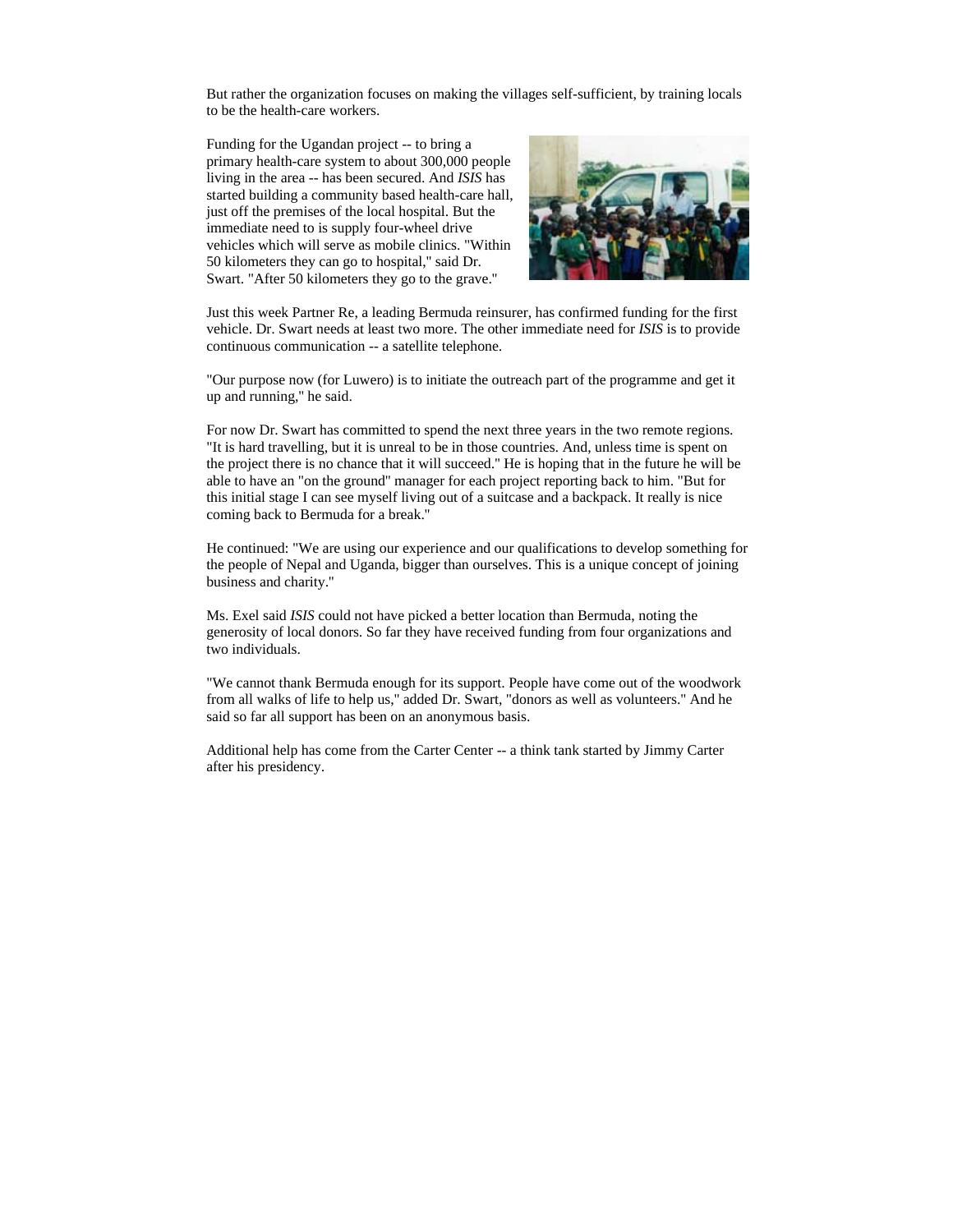But rather the organization focuses on making the villages self-sufficient, by training locals to be the health-care workers.

Funding for the Ugandan project -- to bring a primary health-care system to about 300,000 people living in the area -- has been secured. And *ISIS* has started building a community based health-care hall, just off the premises of the local hospital. But the immediate need to is supply four-wheel drive vehicles which will serve as mobile clinics. "Within 50 kilometers they can go to hospital," said Dr. Swart. "After 50 kilometers they go to the grave."

Just this week Partner Re, a leading Bermuda reinsurer, has confirmed funding for the first vehicle. Dr. Swart needs at least two more. The other immediate need for *ISIS* is to provide continuous communication -- a satellite telephone.

"Our purpose now (for Luwero) is to initiate the outreach part of the programme and get it up and running," he said.

For now Dr. Swart has committed to spend the next three years in the two remote regions. "It is hard travelling, but it is unreal to be in those countries. And, unless time is spent on the project there is no chance that it will succeed." He is hoping that in the future he will be able to have an "on the ground" manager for each project reporting back to him. "But for this initial stage I can see myself living out of a suitcase and a backpack. It really is nice coming back to Bermuda for a break."

He continued: "We are using our experience and our qualifications to develop something for the people of Nepal and Uganda, bigger than ourselves. This is a unique concept of joining business and charity."

Ms. Exel said *ISIS* could not have picked a better location than Bermuda, noting the generosity of local donors. So far they have received funding from four organizations and two individuals.

"We cannot thank Bermuda enough for its support. People have come out of the woodwork from all walks of life to help us," added Dr. Swart, "donors as well as volunteers." And he said so far all support has been on an anonymous basis.

Additional help has come from the Carter Center -- a think tank started by Jimmy Carter after his presidency.